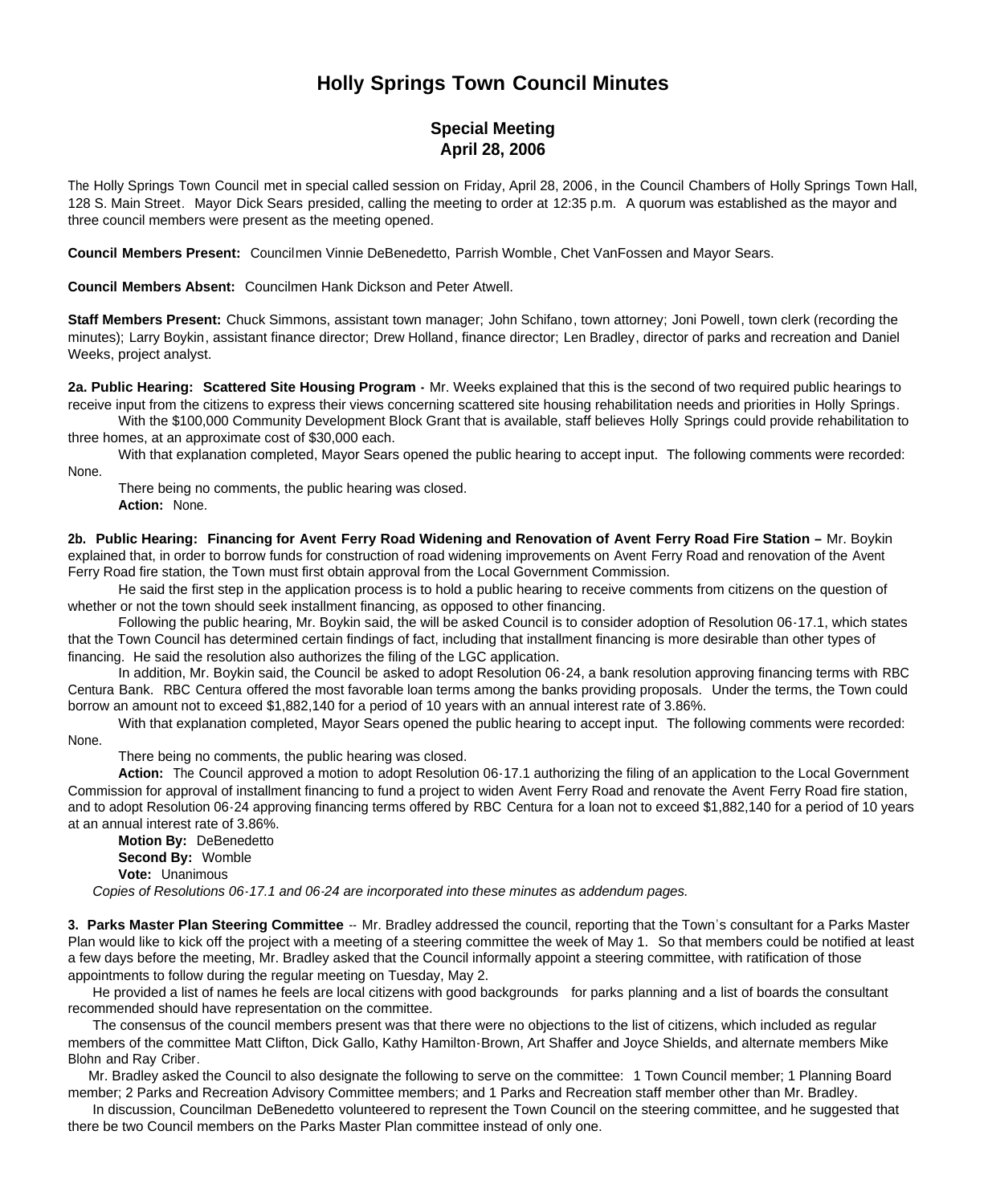# Holly Springs Town Council Minutes

## Special Meeting
## April 28, 2006

The Holly Springs Town Council met in special called session on Friday, April 28, 2006, in the Council Chambers of Holly Springs Town Hall, 128 S. Main Street. Mayor Dick Sears presided, calling the meeting to order at 12:35 p.m. A quorum was established as the mayor and three council members were present as the meeting opened.

**Council Members Present:** Councilmen Vinnie DeBenedetto, Parrish Womble, Chet VanFossen and Mayor Sears.

**Council Members Absent:** Councilmen Hank Dickson and Peter Atwell.

**Staff Members Present:** Chuck Simmons, assistant town manager; John Schifano, town attorney; Joni Powell, town clerk (recording the minutes); Larry Boykin, assistant finance director; Drew Holland, finance director; Len Bradley, director of parks and recreation and Daniel Weeks, project analyst.

**2a. Public Hearing: Scattered Site Housing Program -** Mr. Weeks explained that this is the second of two required public hearings to receive input from the citizens to express their views concerning scattered site housing rehabilitation needs and priorities in Holly Springs.

With the $100,000 Community Development Block Grant that is available, staff believes Holly Springs could provide rehabilitation to three homes, at an approximate cost of $30,000 each.

With that explanation completed, Mayor Sears opened the public hearing to accept input. The following comments were recorded: None.

There being no comments, the public hearing was closed.

**Action:** None.

**2b. Public Hearing: Financing for Avent Ferry Road Widening and Renovation of Avent Ferry Road Fire Station –** Mr. Boykin explained that, in order to borrow funds for construction of road widening improvements on Avent Ferry Road and renovation of the Avent Ferry Road fire station, the Town must first obtain approval from the Local Government Commission.

He said the first step in the application process is to hold a public hearing to receive comments from citizens on the question of whether or not the town should seek installment financing, as opposed to other financing.

Following the public hearing, Mr. Boykin said, the will be asked Council is to consider adoption of Resolution 06-17.1, which states that the Town Council has determined certain findings of fact, including that installment financing is more desirable than other types of financing. He said the resolution also authorizes the filing of the LGC application.

In addition, Mr. Boykin said, the Council be asked to adopt Resolution 06-24, a bank resolution approving financing terms with RBC Centura Bank. RBC Centura offered the most favorable loan terms among the banks providing proposals. Under the terms, the Town could borrow an amount not to exceed $1,882,140 for a period of 10 years with an annual interest rate of 3.86%.

With that explanation completed, Mayor Sears opened the public hearing to accept input. The following comments were recorded: None.

There being no comments, the public hearing was closed.

**Action:** The Council approved a motion to adopt Resolution 06-17.1 authorizing the filing of an application to the Local Government Commission for approval of installment financing to fund a project to widen Avent Ferry Road and renovate the Avent Ferry Road fire station, and to adopt Resolution 06-24 approving financing terms offered by RBC Centura for a loan not to exceed $1,882,140 for a period of 10 years at an annual interest rate of 3.86%.

**Motion By:** DeBenedetto
**Second By:** Womble
**Vote:** Unanimous

*Copies of Resolutions 06-17.1 and 06-24 are incorporated into these minutes as addendum pages.*

**3. Parks Master Plan Steering Committee** -- Mr. Bradley addressed the council, reporting that the Town's consultant for a Parks Master Plan would like to kick off the project with a meeting of a steering committee the week of May 1. So that members could be notified at least a few days before the meeting, Mr. Bradley asked that the Council informally appoint a steering committee, with ratification of those appointments to follow during the regular meeting on Tuesday, May 2.

He provided a list of names he feels are local citizens with good backgrounds for parks planning and a list of boards the consultant recommended should have representation on the committee.

The consensus of the council members present was that there were no objections to the list of citizens, which included as regular members of the committee Matt Clifton, Dick Gallo, Kathy Hamilton-Brown, Art Shaffer and Joyce Shields, and alternate members Mike Blohn and Ray Criber.

Mr. Bradley asked the Council to also designate the following to serve on the committee: 1 Town Council member; 1 Planning Board member; 2 Parks and Recreation Advisory Committee members; and 1 Parks and Recreation staff member other than Mr. Bradley.

In discussion, Councilman DeBenedetto volunteered to represent the Town Council on the steering committee, and he suggested that there be two Council members on the Parks Master Plan committee instead of only one.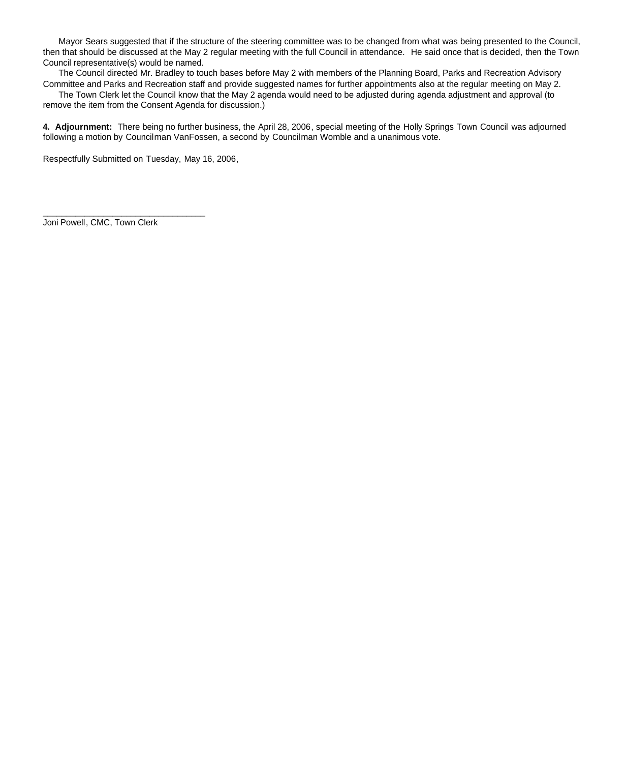Mayor Sears suggested that if the structure of the steering committee was to be changed from what was being presented to the Council, then that should be discussed at the May 2 regular meeting with the full Council in attendance. He said once that is decided, then the Town Council representative(s) would be named.

The Council directed Mr. Bradley to touch bases before May 2 with members of the Planning Board, Parks and Recreation Advisory Committee and Parks and Recreation staff and provide suggested names for further appointments also at the regular meeting on May 2.

The Town Clerk let the Council know that the May 2 agenda would need to be adjusted during agenda adjustment and approval (to remove the item from the Consent Agenda for discussion.)

**4. Adjournment:** There being no further business, the April 28, 2006, special meeting of the Holly Springs Town Council was adjourned following a motion by Councilman VanFossen, a second by Councilman Womble and a unanimous vote.

Respectfully Submitted on Tuesday, May 16, 2006,

_________________________________
Joni Powell, CMC, Town Clerk